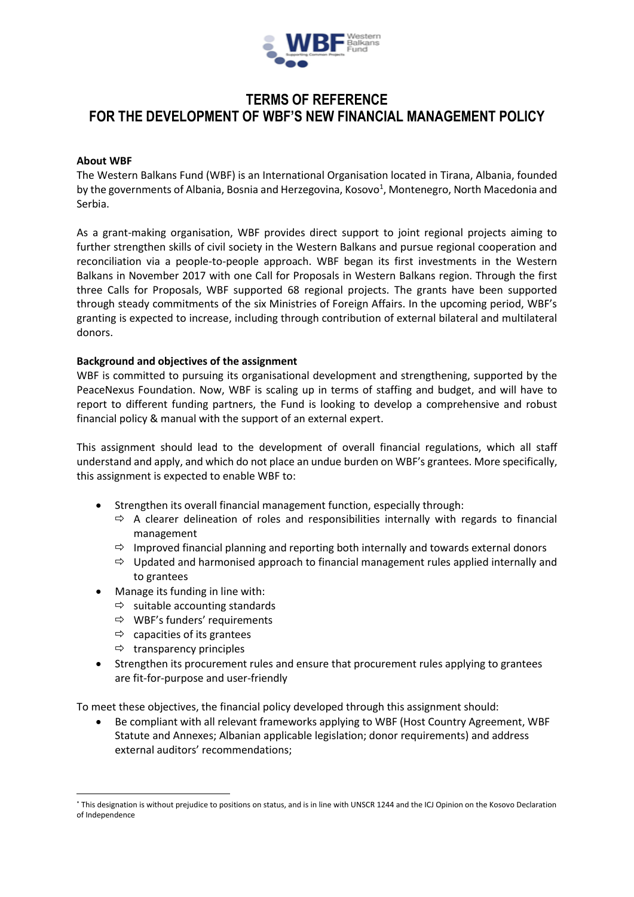# TERMS OF REFERENCE
# FOR THE DEVELOPMENT OF WBF'S NEW FINANCIAL MANAGEMENT POLICY

**About WBF**

The Western Balkans Fund (WBF) is an International Organisation located in Tirana, Albania, founded by the governments of Albania, Bosnia and Herzegovina, Kosovo[1], Montenegro, North Macedonia and Serbia.

As a grant-making organisation, WBF provides direct support to joint regional projects aiming to further strengthen skills of civil society in the Western Balkans and pursue regional cooperation and reconciliation via a people-to-people approach. WBF began its first investments in the Western Balkans in November 2017 with one Call for Proposals in Western Balkans region. Through the first three Calls for Proposals, WBF supported 68 regional projects. The grants have been supported through steady commitments of the six Ministries of Foreign Affairs. In the upcoming period, WBF's granting is expected to increase, including through contribution of external bilateral and multilateral donors.

**Background and objectives of the assignment**

WBF is committed to pursuing its organisational development and strengthening, supported by the PeaceNexus Foundation. Now, WBF is scaling up in terms of staffing and budget, and will have to report to different funding partners, the Fund is looking to develop a comprehensive and robust financial policy & manual with the support of an external expert.

This assignment should lead to the development of overall financial regulations, which all staff understand and apply, and which do not place an undue burden on WBF's grantees. More specifically, this assignment is expected to enable WBF to:

- Strengthen its overall financial management function, especially through:
  - ⇨ A clearer delineation of roles and responsibilities internally with regards to financial management
  - ⇨ Improved financial planning and reporting both internally and towards external donors
  - ⇨ Updated and harmonised approach to financial management rules applied internally and to grantees
- Manage its funding in line with:
  - ⇨ suitable accounting standards
  - ⇨ WBF's funders' requirements
  - ⇨ capacities of its grantees
  - ⇨ transparency principles
- Strengthen its procurement rules and ensure that procurement rules applying to grantees are fit-for-purpose and user-friendly

To meet these objectives, the financial policy developed through this assignment should:

- Be compliant with all relevant frameworks applying to WBF (Host Country Agreement, WBF Statute and Annexes; Albanian applicable legislation; donor requirements) and address external auditors' recommendations;

---

[1] This designation is without prejudice to positions on status, and is in line with UNSCR 1244 and the ICJ Opinion on the Kosovo Declaration of Independence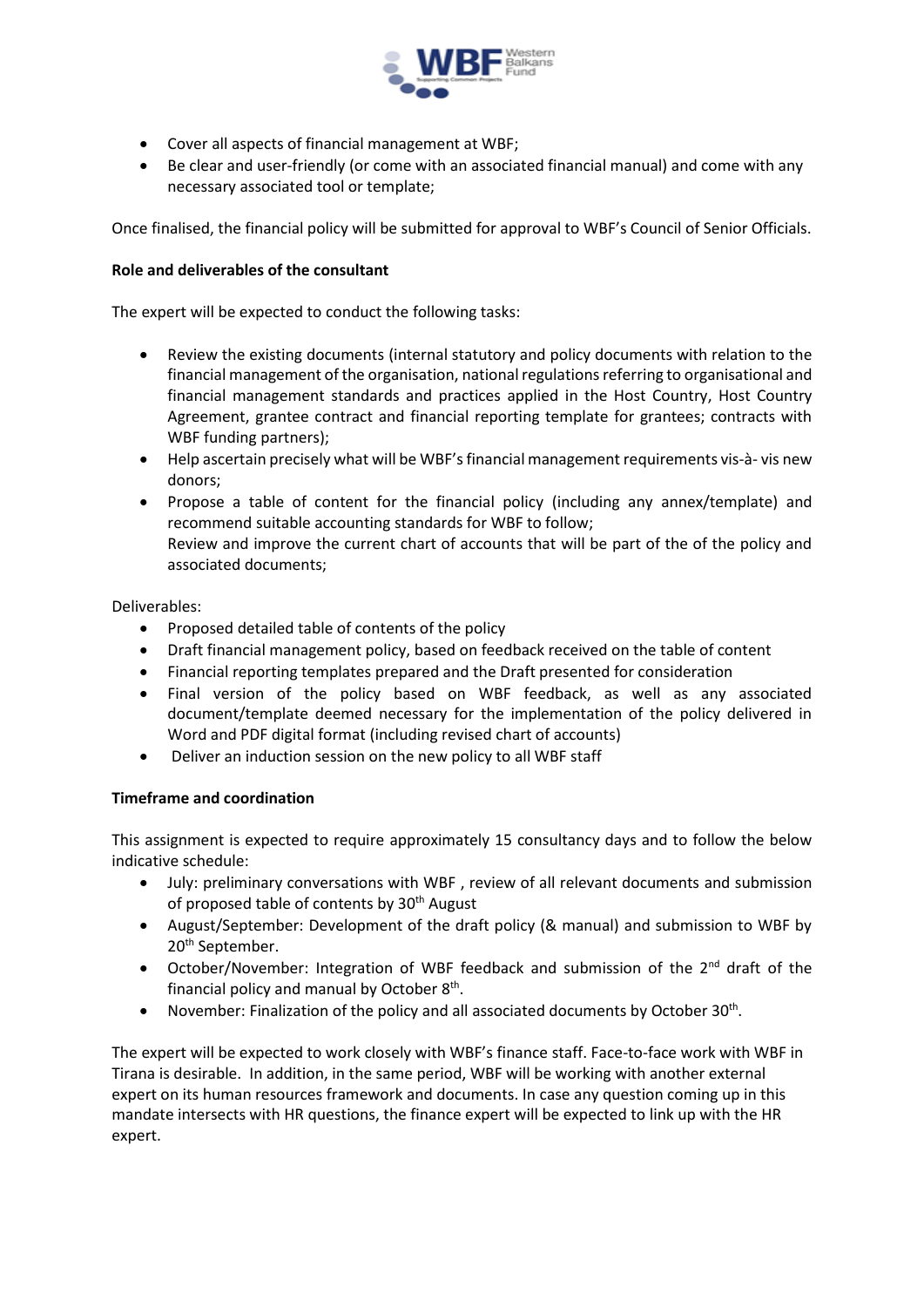- Cover all aspects of financial management at WBF;
- Be clear and user-friendly (or come with an associated financial manual) and come with any necessary associated tool or template;

Once finalised, the financial policy will be submitted for approval to WBF's Council of Senior Officials.

**Role and deliverables of the consultant**

The expert will be expected to conduct the following tasks:

- Review the existing documents (internal statutory and policy documents with relation to the financial management of the organisation, national regulations referring to organisational and financial management standards and practices applied in the Host Country, Host Country Agreement, grantee contract and financial reporting template for grantees; contracts with WBF funding partners);
- Help ascertain precisely what will be WBF's financial management requirements vis-à- vis new donors;
- Propose a table of content for the financial policy (including any annex/template) and recommend suitable accounting standards for WBF to follow;
  Review and improve the current chart of accounts that will be part of the of the policy and associated documents;

Deliverables:

- Proposed detailed table of contents of the policy
- Draft financial management policy, based on feedback received on the table of content
- Financial reporting templates prepared and the Draft presented for consideration
- Final version of the policy based on WBF feedback, as well as any associated document/template deemed necessary for the implementation of the policy delivered in Word and PDF digital format (including revised chart of accounts)
- Deliver an induction session on the new policy to all WBF staff

**Timeframe and coordination**

This assignment is expected to require approximately 15 consultancy days and to follow the below indicative schedule:

- July: preliminary conversations with WBF , review of all relevant documents and submission of proposed table of contents by 30th August
- August/September: Development of the draft policy (& manual) and submission to WBF by 20th September.
- October/November: Integration of WBF feedback and submission of the 2nd draft of the financial policy and manual by October 8th.
- November: Finalization of the policy and all associated documents by October 30th.

The expert will be expected to work closely with WBF's finance staff. Face-to-face work with WBF in Tirana is desirable. In addition, in the same period, WBF will be working with another external expert on its human resources framework and documents. In case any question coming up in this mandate intersects with HR questions, the finance expert will be expected to link up with the HR expert.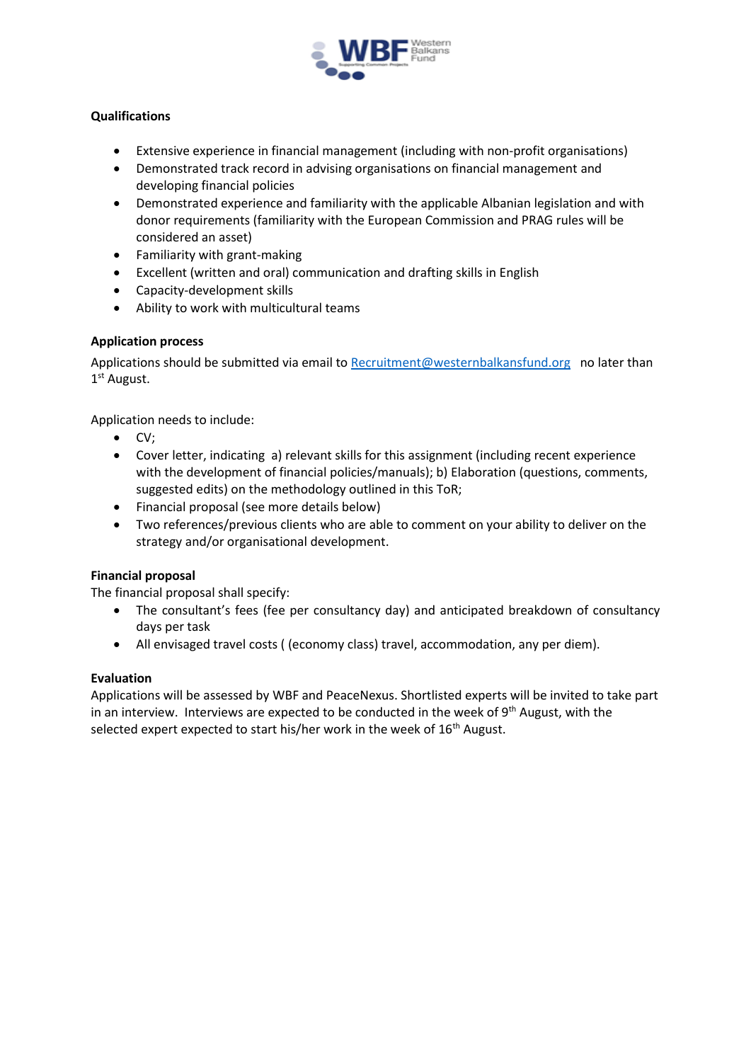**Qualifications**

- Extensive experience in financial management (including with non-profit organisations)
- Demonstrated track record in advising organisations on financial management and developing financial policies
- Demonstrated experience and familiarity with the applicable Albanian legislation and with donor requirements (familiarity with the European Commission and PRAG rules will be considered an asset)
- Familiarity with grant-making
- Excellent (written and oral) communication and drafting skills in English
- Capacity-development skills
- Ability to work with multicultural teams

**Application process**

Applications should be submitted via email to Recruitment@westernbalkansfund.org no later than 1st August.

Application needs to include:

- CV;
- Cover letter, indicating a) relevant skills for this assignment (including recent experience with the development of financial policies/manuals); b) Elaboration (questions, comments, suggested edits) on the methodology outlined in this ToR;
- Financial proposal (see more details below)
- Two references/previous clients who are able to comment on your ability to deliver on the strategy and/or organisational development.

**Financial proposal**

The financial proposal shall specify:

- The consultant's fees (fee per consultancy day) and anticipated breakdown of consultancy days per task
- All envisaged travel costs ( (economy class) travel, accommodation, any per diem).

**Evaluation**

Applications will be assessed by WBF and PeaceNexus. Shortlisted experts will be invited to take part in an interview. Interviews are expected to be conducted in the week of 9th August, with the selected expert expected to start his/her work in the week of 16th August.